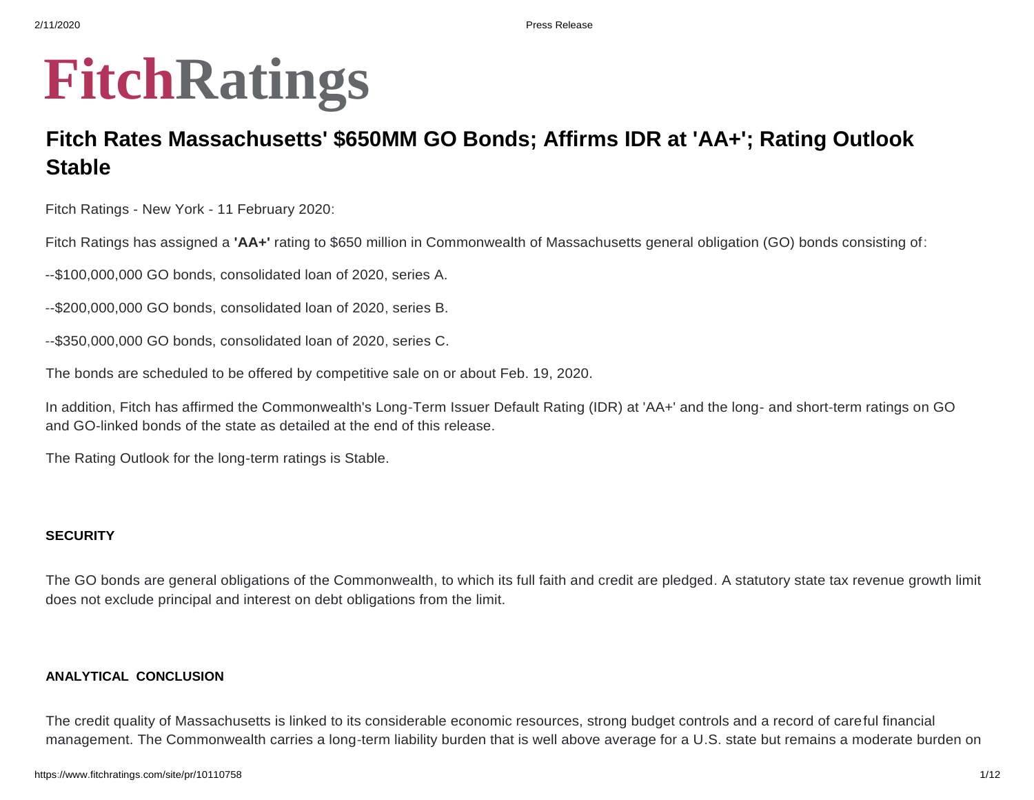# FitchRatings

## Fitch Rates Massachusetts' $650MM GO Bonds; Affirms IDR at 'AA+'; Rating Outlook Stable

Fitch Ratings - New York - 11 February 2020:

Fitch Ratings has assigned a **'AA+'** rating to $650 million in Commonwealth of Massachusetts general obligation (GO) bonds consisting of:

--$100,000,000 GO bonds, consolidated loan of 2020, series A.

--$200,000,000 GO bonds, consolidated loan of 2020, series B.

--$350,000,000 GO bonds, consolidated loan of 2020, series C.

The bonds are scheduled to be offered by competitive sale on or about Feb. 19, 2020.

In addition, Fitch has affirmed the Commonwealth's Long-Term Issuer Default Rating (IDR) at 'AA+' and the long- and short-term ratings on GO and GO-linked bonds of the state as detailed at the end of this release.

The Rating Outlook for the long-term ratings is Stable.

### SECURITY

The GO bonds are general obligations of the Commonwealth, to which its full faith and credit are pledged. A statutory state tax revenue growth limit does not exclude principal and interest on debt obligations from the limit.

### ANALYTICAL CONCLUSION

The credit quality of Massachusetts is linked to its considerable economic resources, strong budget controls and a record of careful financial management. The Commonwealth carries a long-term liability burden that is well above average for a U.S. state but remains a moderate burden on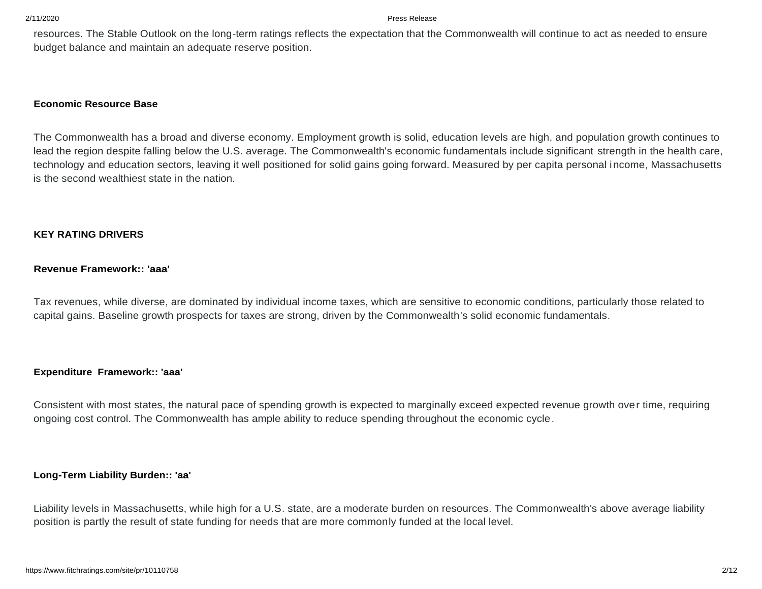resources. The Stable Outlook on the long-term ratings reflects the expectation that the Commonwealth will continue to act as needed to ensure budget balance and maintain an adequate reserve position.

**Economic Resource Base**

The Commonwealth has a broad and diverse economy. Employment growth is solid, education levels are high, and population growth continues to lead the region despite falling below the U.S. average. The Commonwealth's economic fundamentals include significant strength in the health care, technology and education sectors, leaving it well positioned for solid gains going forward. Measured by per capita personal income, Massachusetts is the second wealthiest state in the nation.

**KEY RATING DRIVERS**

**Revenue Framework:: 'aaa'**

Tax revenues, while diverse, are dominated by individual income taxes, which are sensitive to economic conditions, particularly those related to capital gains. Baseline growth prospects for taxes are strong, driven by the Commonwealth's solid economic fundamentals.

**Expenditure Framework:: 'aaa'**

Consistent with most states, the natural pace of spending growth is expected to marginally exceed expected revenue growth over time, requiring ongoing cost control. The Commonwealth has ample ability to reduce spending throughout the economic cycle.

**Long-Term Liability Burden:: 'aa'**

Liability levels in Massachusetts, while high for a U.S. state, are a moderate burden on resources. The Commonwealth's above average liability position is partly the result of state funding for needs that are more commonly funded at the local level.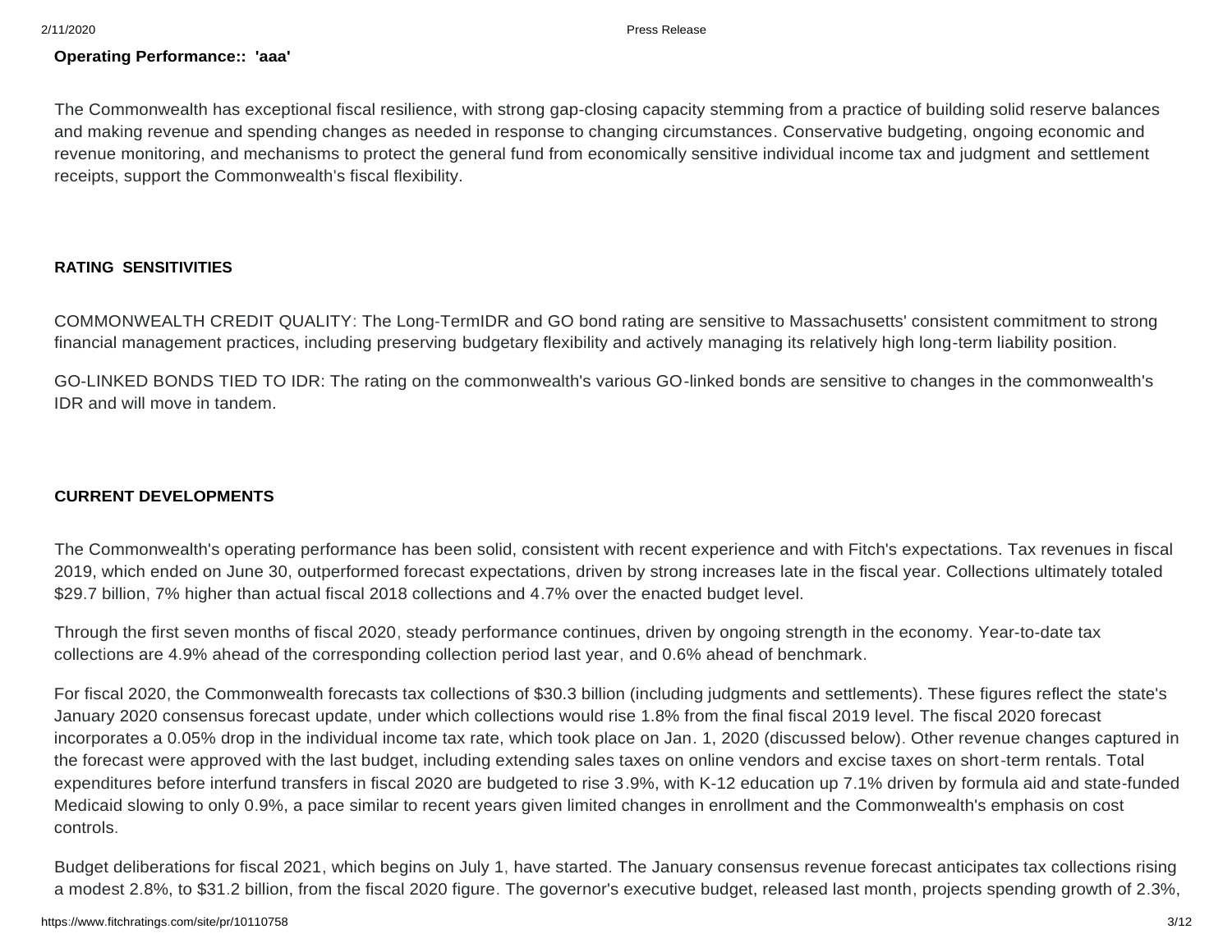**Operating Performance:: 'aaa'**

The Commonwealth has exceptional fiscal resilience, with strong gap-closing capacity stemming from a practice of building solid reserve balances and making revenue and spending changes as needed in response to changing circumstances. Conservative budgeting, ongoing economic and revenue monitoring, and mechanisms to protect the general fund from economically sensitive individual income tax and judgment and settlement receipts, support the Commonwealth's fiscal flexibility.

**RATING SENSITIVITIES**

COMMONWEALTH CREDIT QUALITY: The Long-TermIDR and GO bond rating are sensitive to Massachusetts' consistent commitment to strong financial management practices, including preserving budgetary flexibility and actively managing its relatively high long-term liability position.

GO-LINKED BONDS TIED TO IDR: The rating on the commonwealth's various GO-linked bonds are sensitive to changes in the commonwealth's IDR and will move in tandem.

**CURRENT DEVELOPMENTS**

The Commonwealth's operating performance has been solid, consistent with recent experience and with Fitch's expectations. Tax revenues in fiscal 2019, which ended on June 30, outperformed forecast expectations, driven by strong increases late in the fiscal year. Collections ultimately totaled $29.7 billion, 7% higher than actual fiscal 2018 collections and 4.7% over the enacted budget level.

Through the first seven months of fiscal 2020, steady performance continues, driven by ongoing strength in the economy. Year-to-date tax collections are 4.9% ahead of the corresponding collection period last year, and 0.6% ahead of benchmark.

For fiscal 2020, the Commonwealth forecasts tax collections of $30.3 billion (including judgments and settlements). These figures reflect the state's January 2020 consensus forecast update, under which collections would rise 1.8% from the final fiscal 2019 level. The fiscal 2020 forecast incorporates a 0.05% drop in the individual income tax rate, which took place on Jan. 1, 2020 (discussed below). Other revenue changes captured in the forecast were approved with the last budget, including extending sales taxes on online vendors and excise taxes on short-term rentals. Total expenditures before interfund transfers in fiscal 2020 are budgeted to rise 3.9%, with K-12 education up 7.1% driven by formula aid and state-funded Medicaid slowing to only 0.9%, a pace similar to recent years given limited changes in enrollment and the Commonwealth's emphasis on cost controls.

Budget deliberations for fiscal 2021, which begins on July 1, have started. The January consensus revenue forecast anticipates tax collections rising a modest 2.8%, to $31.2 billion, from the fiscal 2020 figure. The governor's executive budget, released last month, projects spending growth of 2.3%,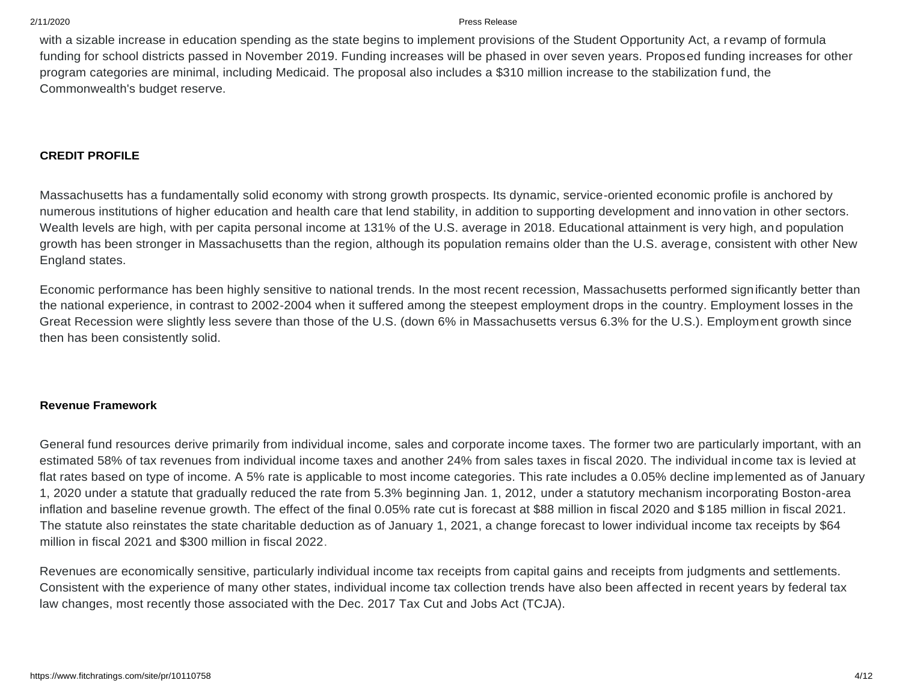with a sizable increase in education spending as the state begins to implement provisions of the Student Opportunity Act, a revamp of formula funding for school districts passed in November 2019. Funding increases will be phased in over seven years. Proposed funding increases for other program categories are minimal, including Medicaid. The proposal also includes a $310 million increase to the stabilization fund, the Commonwealth's budget reserve.

**CREDIT PROFILE**

Massachusetts has a fundamentally solid economy with strong growth prospects. Its dynamic, service-oriented economic profile is anchored by numerous institutions of higher education and health care that lend stability, in addition to supporting development and innovation in other sectors. Wealth levels are high, with per capita personal income at 131% of the U.S. average in 2018. Educational attainment is very high, and population growth has been stronger in Massachusetts than the region, although its population remains older than the U.S. average, consistent with other New England states.

Economic performance has been highly sensitive to national trends. In the most recent recession, Massachusetts performed significantly better than the national experience, in contrast to 2002-2004 when it suffered among the steepest employment drops in the country. Employment losses in the Great Recession were slightly less severe than those of the U.S. (down 6% in Massachusetts versus 6.3% for the U.S.). Employment growth since then has been consistently solid.

**Revenue Framework**

General fund resources derive primarily from individual income, sales and corporate income taxes. The former two are particularly important, with an estimated 58% of tax revenues from individual income taxes and another 24% from sales taxes in fiscal 2020. The individual income tax is levied at flat rates based on type of income. A 5% rate is applicable to most income categories. This rate includes a 0.05% decline implemented as of January 1, 2020 under a statute that gradually reduced the rate from 5.3% beginning Jan. 1, 2012, under a statutory mechanism incorporating Boston-area inflation and baseline revenue growth. The effect of the final 0.05% rate cut is forecast at $88 million in fiscal 2020 and $185 million in fiscal 2021. The statute also reinstates the state charitable deduction as of January 1, 2021, a change forecast to lower individual income tax receipts by $64 million in fiscal 2021 and $300 million in fiscal 2022.

Revenues are economically sensitive, particularly individual income tax receipts from capital gains and receipts from judgments and settlements. Consistent with the experience of many other states, individual income tax collection trends have also been affected in recent years by federal tax law changes, most recently those associated with the Dec. 2017 Tax Cut and Jobs Act (TCJA).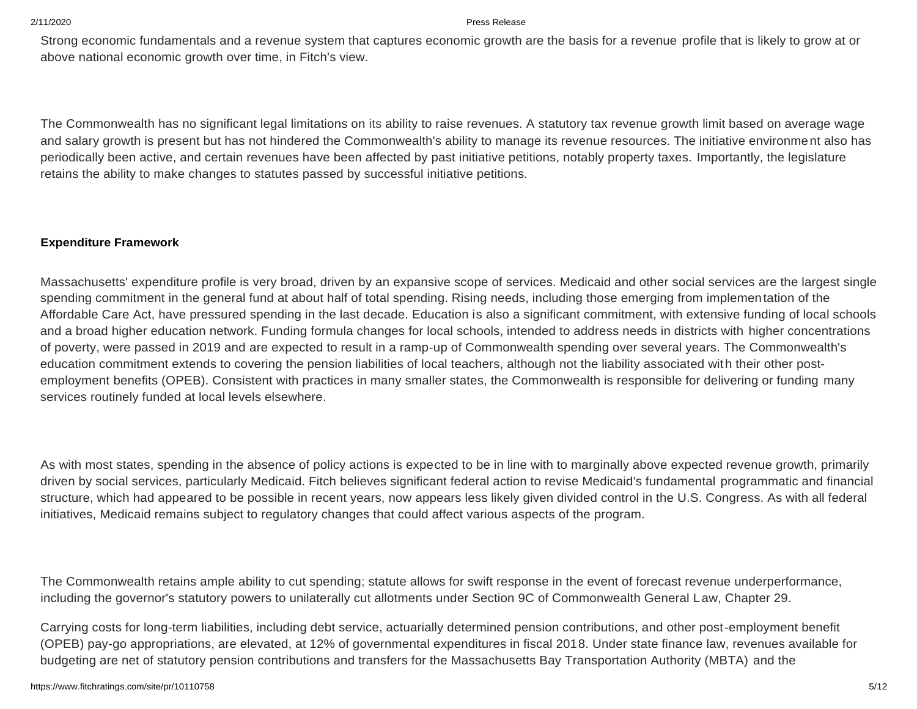Strong economic fundamentals and a revenue system that captures economic growth are the basis for a revenue profile that is likely to grow at or above national economic growth over time, in Fitch's view.

The Commonwealth has no significant legal limitations on its ability to raise revenues. A statutory tax revenue growth limit based on average wage and salary growth is present but has not hindered the Commonwealth's ability to manage its revenue resources. The initiative environment also has periodically been active, and certain revenues have been affected by past initiative petitions, notably property taxes. Importantly, the legislature retains the ability to make changes to statutes passed by successful initiative petitions.

**Expenditure Framework**

Massachusetts' expenditure profile is very broad, driven by an expansive scope of services. Medicaid and other social services are the largest single spending commitment in the general fund at about half of total spending. Rising needs, including those emerging from implementation of the Affordable Care Act, have pressured spending in the last decade. Education is also a significant commitment, with extensive funding of local schools and a broad higher education network. Funding formula changes for local schools, intended to address needs in districts with higher concentrations of poverty, were passed in 2019 and are expected to result in a ramp-up of Commonwealth spending over several years. The Commonwealth's education commitment extends to covering the pension liabilities of local teachers, although not the liability associated with their other post-employment benefits (OPEB). Consistent with practices in many smaller states, the Commonwealth is responsible for delivering or funding many services routinely funded at local levels elsewhere.

As with most states, spending in the absence of policy actions is expected to be in line with to marginally above expected revenue growth, primarily driven by social services, particularly Medicaid. Fitch believes significant federal action to revise Medicaid's fundamental programmatic and financial structure, which had appeared to be possible in recent years, now appears less likely given divided control in the U.S. Congress. As with all federal initiatives, Medicaid remains subject to regulatory changes that could affect various aspects of the program.

The Commonwealth retains ample ability to cut spending; statute allows for swift response in the event of forecast revenue underperformance, including the governor's statutory powers to unilaterally cut allotments under Section 9C of Commonwealth General Law, Chapter 29.

Carrying costs for long-term liabilities, including debt service, actuarially determined pension contributions, and other post-employment benefit (OPEB) pay-go appropriations, are elevated, at 12% of governmental expenditures in fiscal 2018. Under state finance law, revenues available for budgeting are net of statutory pension contributions and transfers for the Massachusetts Bay Transportation Authority (MBTA) and the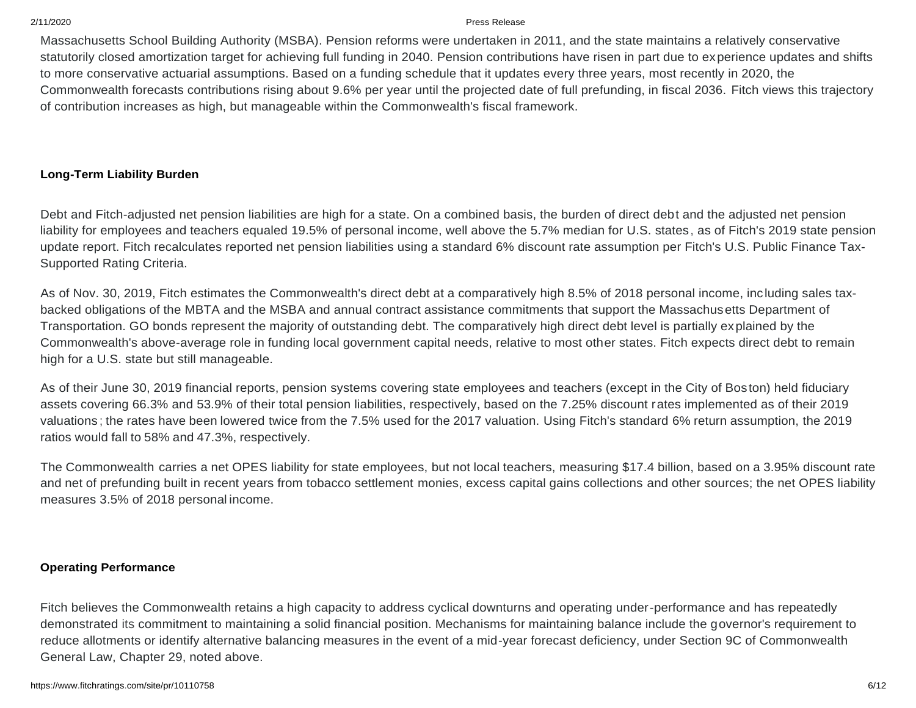Massachusetts School Building Authority (MSBA). Pension reforms were undertaken in 2011, and the state maintains a relatively conservative statutorily closed amortization target for achieving full funding in 2040. Pension contributions have risen in part due to experience updates and shifts to more conservative actuarial assumptions. Based on a funding schedule that it updates every three years, most recently in 2020, the Commonwealth forecasts contributions rising about 9.6% per year until the projected date of full prefunding, in fiscal 2036. Fitch views this trajectory of contribution increases as high, but manageable within the Commonwealth's fiscal framework.

**Long-Term Liability Burden**

Debt and Fitch-adjusted net pension liabilities are high for a state. On a combined basis, the burden of direct debt and the adjusted net pension liability for employees and teachers equaled 19.5% of personal income, well above the 5.7% median for U.S. states, as of Fitch's 2019 state pension update report. Fitch recalculates reported net pension liabilities using a standard 6% discount rate assumption per Fitch's U.S. Public Finance Tax-Supported Rating Criteria.

As of Nov. 30, 2019, Fitch estimates the Commonwealth's direct debt at a comparatively high 8.5% of 2018 personal income, including sales tax-backed obligations of the MBTA and the MSBA and annual contract assistance commitments that support the Massachusetts Department of Transportation. GO bonds represent the majority of outstanding debt. The comparatively high direct debt level is partially explained by the Commonwealth's above-average role in funding local government capital needs, relative to most other states. Fitch expects direct debt to remain high for a U.S. state but still manageable.

As of their June 30, 2019 financial reports, pension systems covering state employees and teachers (except in the City of Boston) held fiduciary assets covering 66.3% and 53.9% of their total pension liabilities, respectively, based on the 7.25% discount rates implemented as of their 2019 valuations; the rates have been lowered twice from the 7.5% used for the 2017 valuation. Using Fitch's standard 6% return assumption, the 2019 ratios would fall to 58% and 47.3%, respectively.

The Commonwealth carries a net OPEB liability for state employees, but not local teachers, measuring $17.4 billion, based on a 3.95% discount rate and net of prefunding built in recent years from tobacco settlement monies, excess capital gains collections and other sources; the net OPEB liability measures 3.5% of 2018 personal income.

**Operating Performance**

Fitch believes the Commonwealth retains a high capacity to address cyclical downturns and operating under-performance and has repeatedly demonstrated its commitment to maintaining a solid financial position. Mechanisms for maintaining balance include the governor's requirement to reduce allotments or identify alternative balancing measures in the event of a mid-year forecast deficiency, under Section 9C of Commonwealth General Law, Chapter 29, noted above.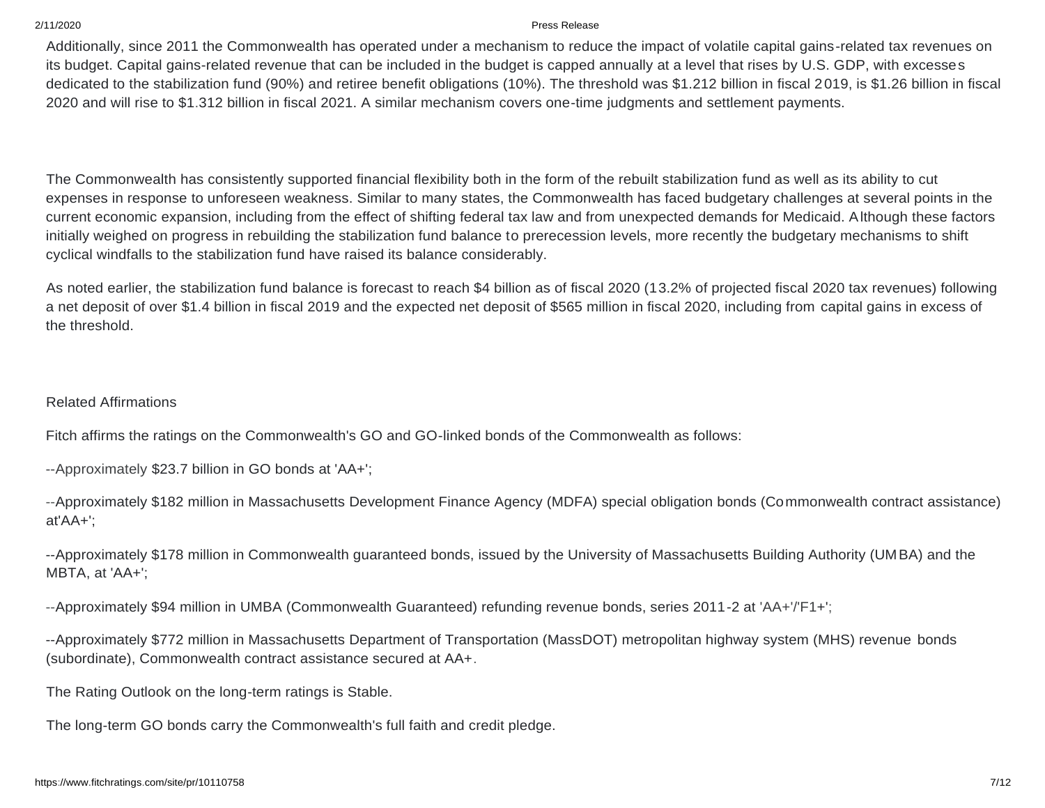Additionally, since 2011 the Commonwealth has operated under a mechanism to reduce the impact of volatile capital gains-related tax revenues on its budget. Capital gains-related revenue that can be included in the budget is capped annually at a level that rises by U.S. GDP, with excesses dedicated to the stabilization fund (90%) and retiree benefit obligations (10%). The threshold was $1.212 billion in fiscal 2019, is $1.26 billion in fiscal 2020 and will rise to $1.312 billion in fiscal 2021. A similar mechanism covers one-time judgments and settlement payments.

The Commonwealth has consistently supported financial flexibility both in the form of the rebuilt stabilization fund as well as its ability to cut expenses in response to unforeseen weakness. Similar to many states, the Commonwealth has faced budgetary challenges at several points in the current economic expansion, including from the effect of shifting federal tax law and from unexpected demands for Medicaid. Although these factors initially weighed on progress in rebuilding the stabilization fund balance to prerecession levels, more recently the budgetary mechanisms to shift cyclical windfalls to the stabilization fund have raised its balance considerably.

As noted earlier, the stabilization fund balance is forecast to reach $4 billion as of fiscal 2020 (13.2% of projected fiscal 2020 tax revenues) following a net deposit of over $1.4 billion in fiscal 2019 and the expected net deposit of $565 million in fiscal 2020, including from capital gains in excess of the threshold.

Related Affirmations

Fitch affirms the ratings on the Commonwealth's GO and GO-linked bonds of the Commonwealth as follows:

--Approximately $23.7 billion in GO bonds at 'AA+';

--Approximately $182 million in Massachusetts Development Finance Agency (MDFA) special obligation bonds (Commonwealth contract assistance) at'AA+';

--Approximately $178 million in Commonwealth guaranteed bonds, issued by the University of Massachusetts Building Authority (UMBA) and the MBTA, at 'AA+';

--Approximately $94 million in UMBA (Commonwealth Guaranteed) refunding revenue bonds, series 2011-2 at 'AA+'/'F1+';

--Approximately $772 million in Massachusetts Department of Transportation (MassDOT) metropolitan highway system (MHS) revenue bonds (subordinate), Commonwealth contract assistance secured at AA+.

The Rating Outlook on the long-term ratings is Stable.

The long-term GO bonds carry the Commonwealth's full faith and credit pledge.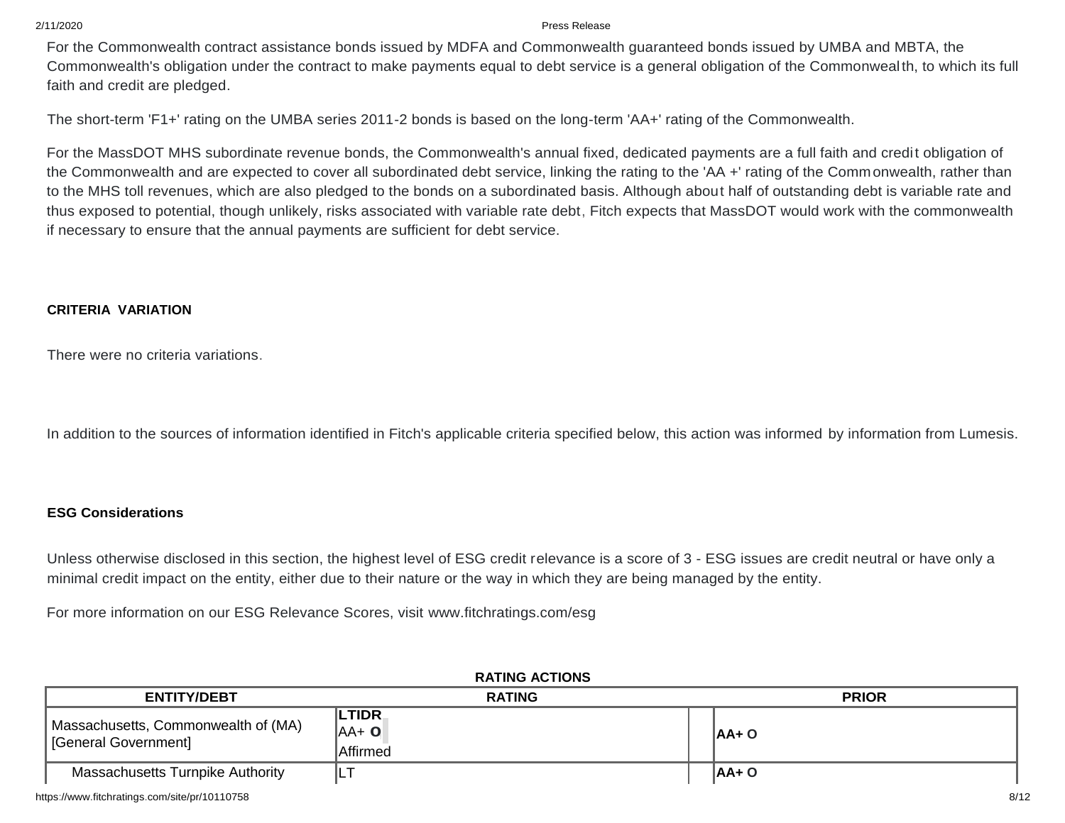For the Commonwealth contract assistance bonds issued by MDFA and Commonwealth guaranteed bonds issued by UMBA and MBTA, the Commonwealth's obligation under the contract to make payments equal to debt service is a general obligation of the Commonwealth, to which its full faith and credit are pledged.

The short-term 'F1+' rating on the UMBA series 2011-2 bonds is based on the long-term 'AA+' rating of the Commonwealth.

For the MassDOT MHS subordinate revenue bonds, the Commonwealth's annual fixed, dedicated payments are a full faith and credit obligation of the Commonwealth and are expected to cover all subordinated debt service, linking the rating to the 'AA +' rating of the Commonwealth, rather than to the MHS toll revenues, which are also pledged to the bonds on a subordinated basis. Although about half of outstanding debt is variable rate and thus exposed to potential, though unlikely, risks associated with variable rate debt, Fitch expects that MassDOT would work with the commonwealth if necessary to ensure that the annual payments are sufficient for debt service.

**CRITERIA VARIATION**

There were no criteria variations.

In addition to the sources of information identified in Fitch's applicable criteria specified below, this action was informed by information from Lumesis.

**ESG Considerations**

Unless otherwise disclosed in this section, the highest level of ESG credit relevance is a score of 3 - ESG issues are credit neutral or have only a minimal credit impact on the entity, either due to their nature or the way in which they are being managed by the entity.

For more information on our ESG Relevance Scores, visit www.fitchratings.com/esg

**RATING ACTIONS**

| ENTITY/DEBT | RATING | | PRIOR |
|---|---|---|---|
| Massachusetts, Commonwealth of (MA) [General Government] | **LTIDR** AA+ **O** Affirmed | | **AA+ O** |
| Massachusetts Turnpike Authority | LT | | **AA+ O** |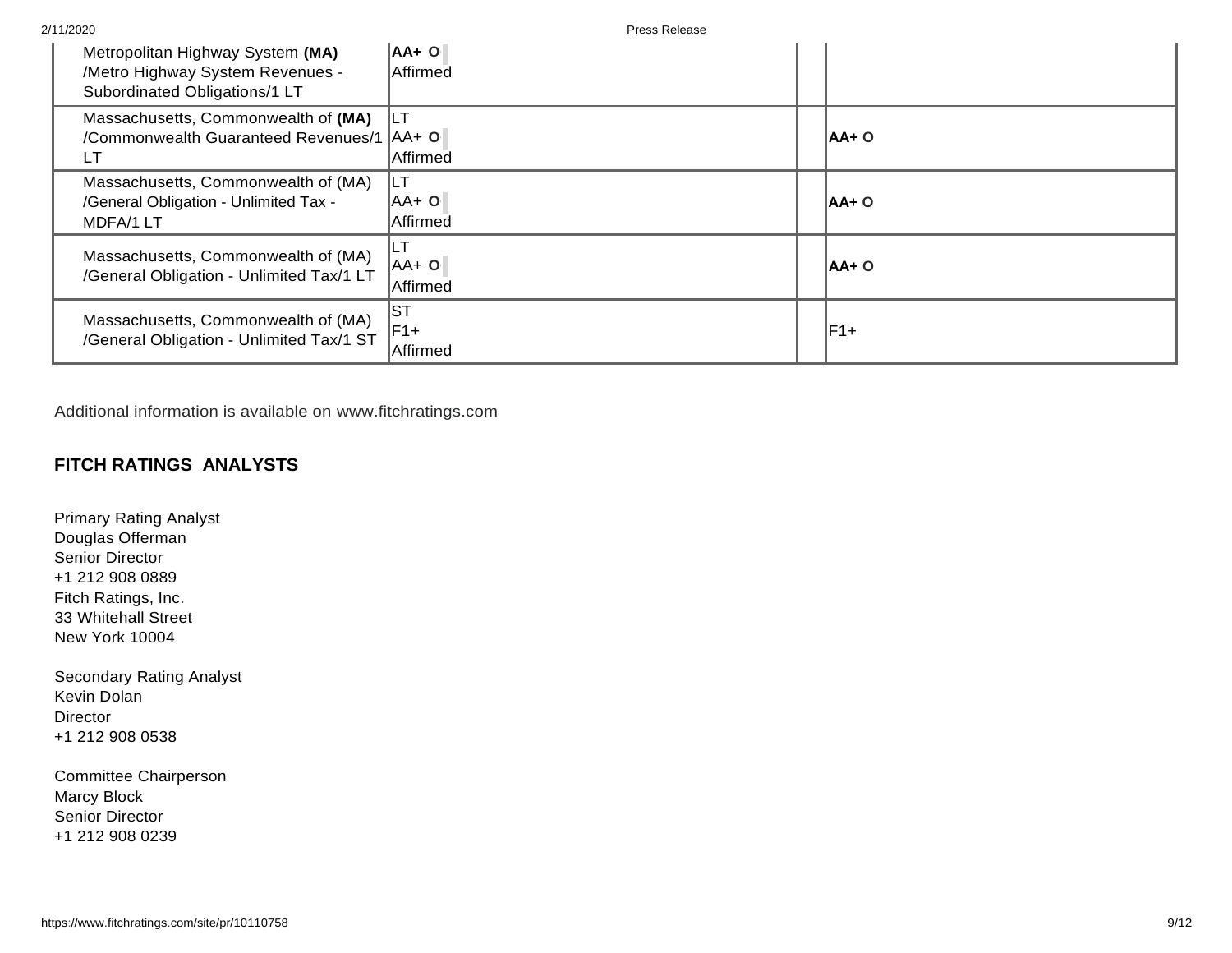| | | | |
|---|---|---|---|
| Metropolitan Highway System **(MA)** /Metro Highway System Revenues - Subordinated Obligations/1 LT | **AA+ O** Affirmed | | |
| Massachusetts, Commonwealth of **(MA)** /Commonwealth Guaranteed Revenues/1 LT | LT AA+ O Affirmed | | AA+ O |
| Massachusetts, Commonwealth of (MA) /General Obligation - Unlimited Tax - MDFA/1 LT | LT AA+ O Affirmed | | AA+ O |
| Massachusetts, Commonwealth of (MA) /General Obligation - Unlimited Tax/1 LT | LT AA+ O Affirmed | | AA+ O |
| Massachusetts, Commonwealth of (MA) /General Obligation - Unlimited Tax/1 ST | ST F1+ Affirmed | | F1+ |

Additional information is available on www.fitchratings.com

## FITCH RATINGS ANALYSTS

Primary Rating Analyst
Douglas Offerman
Senior Director
+1 212 908 0889
Fitch Ratings, Inc.
33 Whitehall Street
New York 10004

Secondary Rating Analyst
Kevin Dolan
Director
+1 212 908 0538

Committee Chairperson
Marcy Block
Senior Director
+1 212 908 0239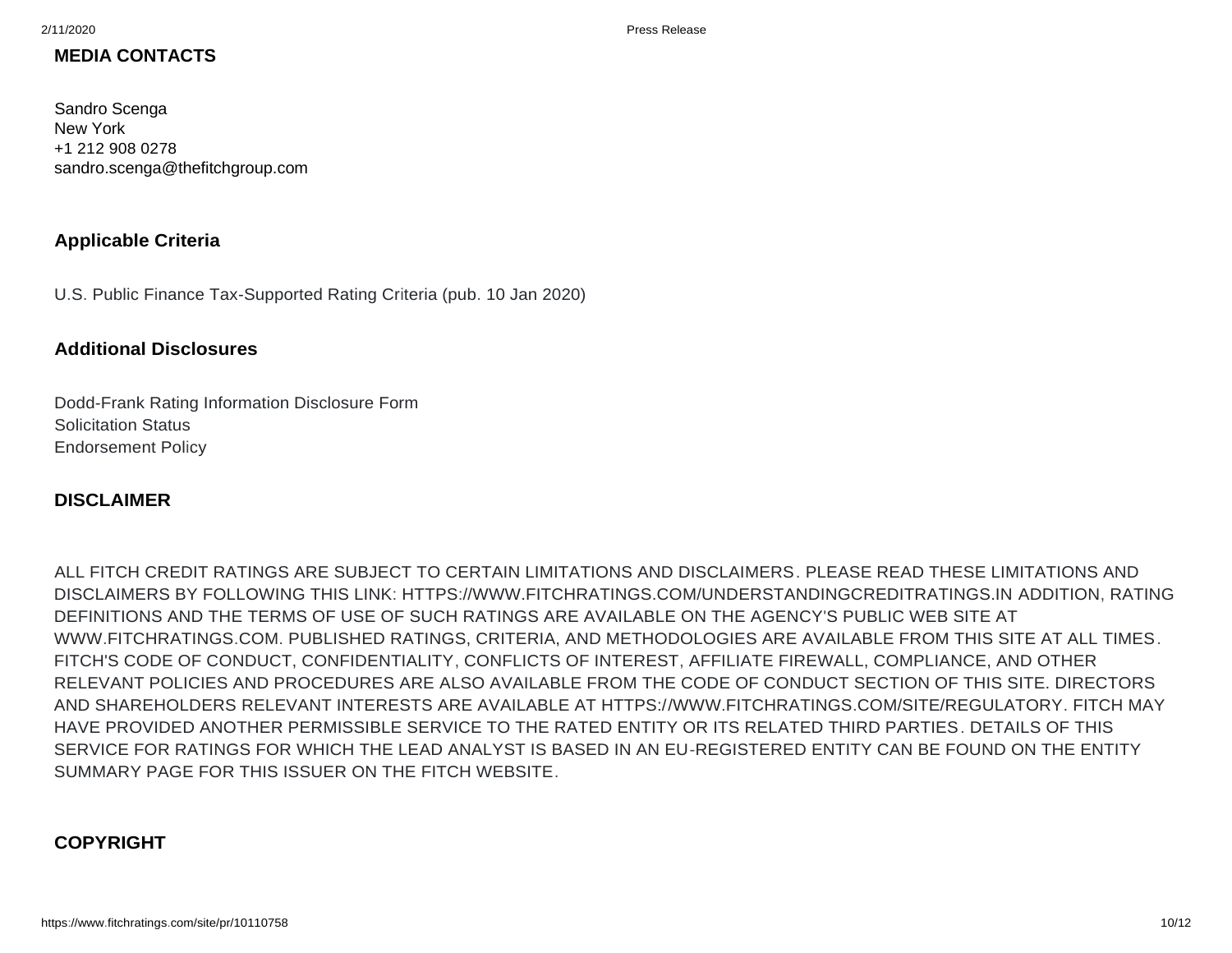## MEDIA CONTACTS

Sandro Scenga
New York
+1 212 908 0278
sandro.scenga@thefitchgroup.com

## Applicable Criteria

U.S. Public Finance Tax-Supported Rating Criteria (pub. 10 Jan 2020)

## Additional Disclosures

Dodd-Frank Rating Information Disclosure Form
Solicitation Status
Endorsement Policy

## DISCLAIMER

ALL FITCH CREDIT RATINGS ARE SUBJECT TO CERTAIN LIMITATIONS AND DISCLAIMERS. PLEASE READ THESE LIMITATIONS AND DISCLAIMERS BY FOLLOWING THIS LINK: HTTPS://WWW.FITCHRATINGS.COM/UNDERSTANDINGCREDITRATINGS.IN ADDITION, RATING DEFINITIONS AND THE TERMS OF USE OF SUCH RATINGS ARE AVAILABLE ON THE AGENCY'S PUBLIC WEB SITE AT WWW.FITCHRATINGS.COM. PUBLISHED RATINGS, CRITERIA, AND METHODOLOGIES ARE AVAILABLE FROM THIS SITE AT ALL TIMES. FITCH'S CODE OF CONDUCT, CONFIDENTIALITY, CONFLICTS OF INTEREST, AFFILIATE FIREWALL, COMPLIANCE, AND OTHER RELEVANT POLICIES AND PROCEDURES ARE ALSO AVAILABLE FROM THE CODE OF CONDUCT SECTION OF THIS SITE. DIRECTORS AND SHAREHOLDERS RELEVANT INTERESTS ARE AVAILABLE AT HTTPS://WWW.FITCHRATINGS.COM/SITE/REGULATORY. FITCH MAY HAVE PROVIDED ANOTHER PERMISSIBLE SERVICE TO THE RATED ENTITY OR ITS RELATED THIRD PARTIES. DETAILS OF THIS SERVICE FOR RATINGS FOR WHICH THE LEAD ANALYST IS BASED IN AN EU-REGISTERED ENTITY CAN BE FOUND ON THE ENTITY SUMMARY PAGE FOR THIS ISSUER ON THE FITCH WEBSITE.

## COPYRIGHT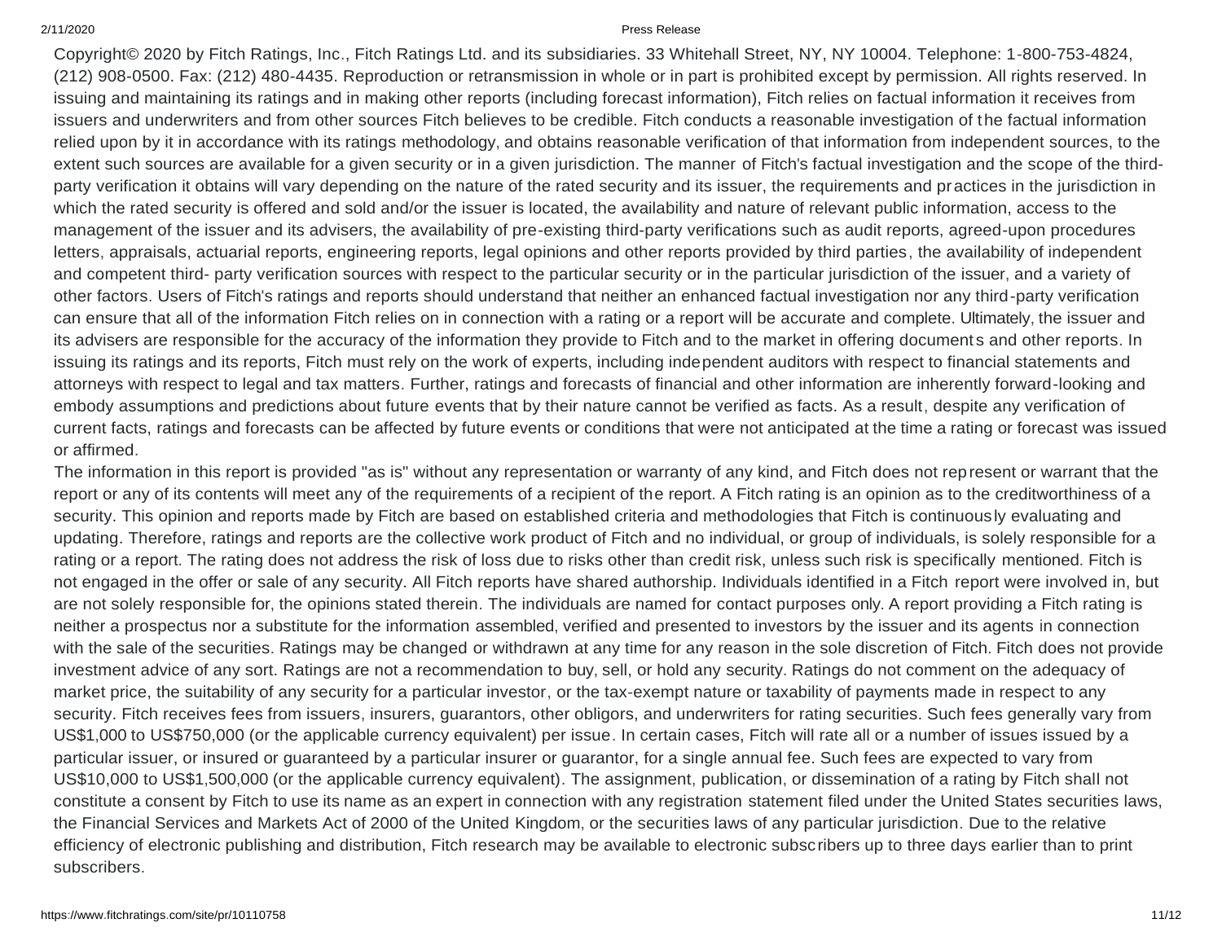Copyright© 2020 by Fitch Ratings, Inc., Fitch Ratings Ltd. and its subsidiaries. 33 Whitehall Street, NY, NY 10004. Telephone: 1-800-753-4824, (212) 908-0500. Fax: (212) 480-4435. Reproduction or retransmission in whole or in part is prohibited except by permission. All rights reserved. In issuing and maintaining its ratings and in making other reports (including forecast information), Fitch relies on factual information it receives from issuers and underwriters and from other sources Fitch believes to be credible. Fitch conducts a reasonable investigation of the factual information relied upon by it in accordance with its ratings methodology, and obtains reasonable verification of that information from independent sources, to the extent such sources are available for a given security or in a given jurisdiction. The manner of Fitch's factual investigation and the scope of the third-party verification it obtains will vary depending on the nature of the rated security and its issuer, the requirements and practices in the jurisdiction in which the rated security is offered and sold and/or the issuer is located, the availability and nature of relevant public information, access to the management of the issuer and its advisers, the availability of pre-existing third-party verifications such as audit reports, agreed-upon procedures letters, appraisals, actuarial reports, engineering reports, legal opinions and other reports provided by third parties, the availability of independent and competent third- party verification sources with respect to the particular security or in the particular jurisdiction of the issuer, and a variety of other factors. Users of Fitch's ratings and reports should understand that neither an enhanced factual investigation nor any third-party verification can ensure that all of the information Fitch relies on in connection with a rating or a report will be accurate and complete. Ultimately, the issuer and its advisers are responsible for the accuracy of the information they provide to Fitch and to the market in offering documents and other reports. In issuing its ratings and its reports, Fitch must rely on the work of experts, including independent auditors with respect to financial statements and attorneys with respect to legal and tax matters. Further, ratings and forecasts of financial and other information are inherently forward-looking and embody assumptions and predictions about future events that by their nature cannot be verified as facts. As a result, despite any verification of current facts, ratings and forecasts can be affected by future events or conditions that were not anticipated at the time a rating or forecast was issued or affirmed.

The information in this report is provided "as is" without any representation or warranty of any kind, and Fitch does not represent or warrant that the report or any of its contents will meet any of the requirements of a recipient of the report. A Fitch rating is an opinion as to the creditworthiness of a security. This opinion and reports made by Fitch are based on established criteria and methodologies that Fitch is continuously evaluating and updating. Therefore, ratings and reports are the collective work product of Fitch and no individual, or group of individuals, is solely responsible for a rating or a report. The rating does not address the risk of loss due to risks other than credit risk, unless such risk is specifically mentioned. Fitch is not engaged in the offer or sale of any security. All Fitch reports have shared authorship. Individuals identified in a Fitch report were involved in, but are not solely responsible for, the opinions stated therein. The individuals are named for contact purposes only. A report providing a Fitch rating is neither a prospectus nor a substitute for the information assembled, verified and presented to investors by the issuer and its agents in connection with the sale of the securities. Ratings may be changed or withdrawn at any time for any reason in the sole discretion of Fitch. Fitch does not provide investment advice of any sort. Ratings are not a recommendation to buy, sell, or hold any security. Ratings do not comment on the adequacy of market price, the suitability of any security for a particular investor, or the tax-exempt nature or taxability of payments made in respect to any security. Fitch receives fees from issuers, insurers, guarantors, other obligors, and underwriters for rating securities. Such fees generally vary from US$1,000 to US$750,000 (or the applicable currency equivalent) per issue. In certain cases, Fitch will rate all or a number of issues issued by a particular issuer, or insured or guaranteed by a particular insurer or guarantor, for a single annual fee. Such fees are expected to vary from US$10,000 to US$1,500,000 (or the applicable currency equivalent). The assignment, publication, or dissemination of a rating by Fitch shall not constitute a consent by Fitch to use its name as an expert in connection with any registration statement filed under the United States securities laws, the Financial Services and Markets Act of 2000 of the United Kingdom, or the securities laws of any particular jurisdiction. Due to the relative efficiency of electronic publishing and distribution, Fitch research may be available to electronic subscribers up to three days earlier than to print subscribers.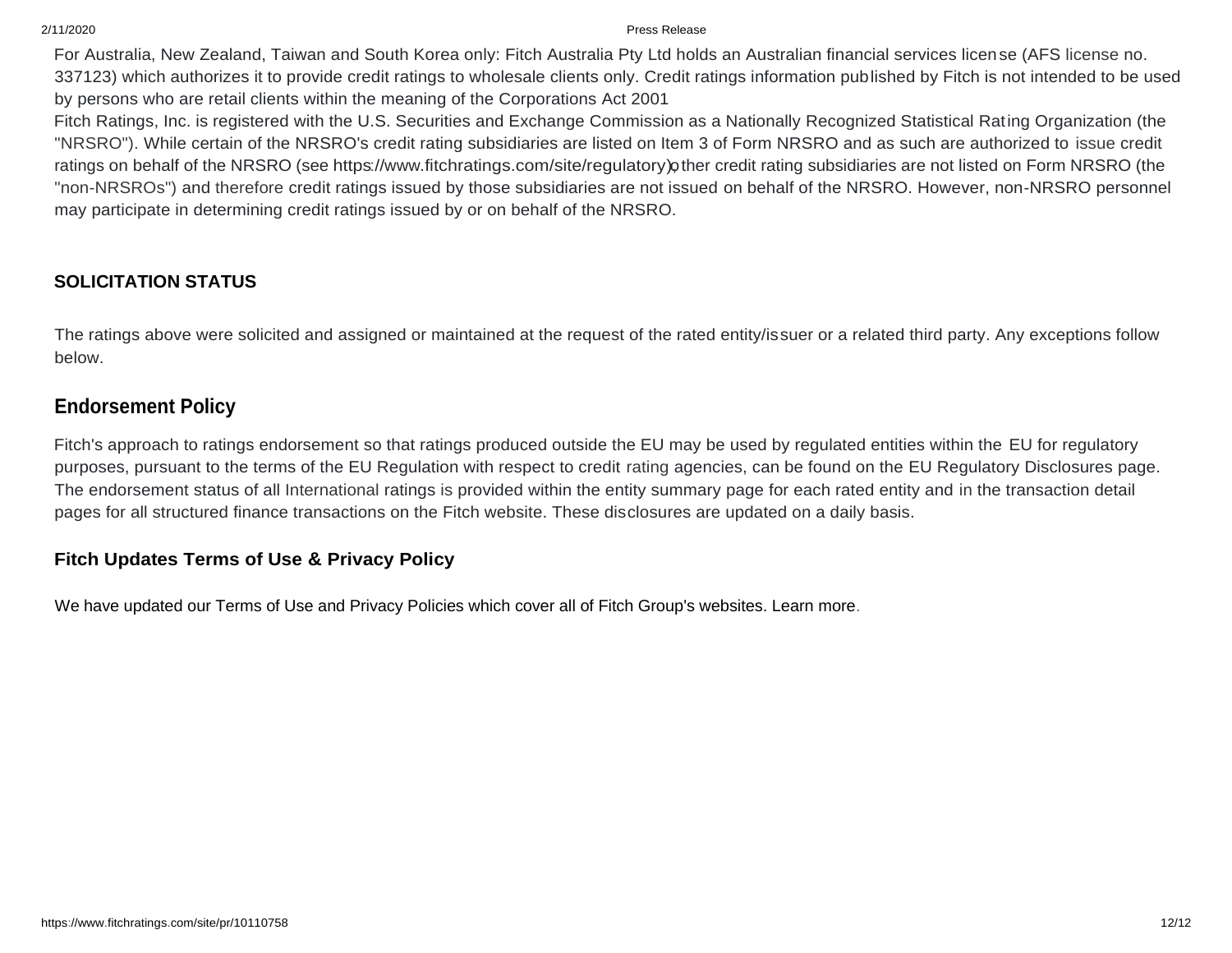For Australia, New Zealand, Taiwan and South Korea only: Fitch Australia Pty Ltd holds an Australian financial services license (AFS license no. 337123) which authorizes it to provide credit ratings to wholesale clients only. Credit ratings information published by Fitch is not intended to be used by persons who are retail clients within the meaning of the Corporations Act 2001

Fitch Ratings, Inc. is registered with the U.S. Securities and Exchange Commission as a Nationally Recognized Statistical Rating Organization (the "NRSRO"). While certain of the NRSRO's credit rating subsidiaries are listed on Item 3 of Form NRSRO and as such are authorized to issue credit ratings on behalf of the NRSRO (see https://www.fitchratings.com/site/regulatory), other credit rating subsidiaries are not listed on Form NRSRO (the "non-NRSROs") and therefore credit ratings issued by those subsidiaries are not issued on behalf of the NRSRO. However, non-NRSRO personnel may participate in determining credit ratings issued by or on behalf of the NRSRO.

**SOLICITATION STATUS**

The ratings above were solicited and assigned or maintained at the request of the rated entity/issuer or a related third party. Any exceptions follow below.

## Endorsement Policy

Fitch's approach to ratings endorsement so that ratings produced outside the EU may be used by regulated entities within the EU for regulatory purposes, pursuant to the terms of the EU Regulation with respect to credit rating agencies, can be found on the EU Regulatory Disclosures page. The endorsement status of all International ratings is provided within the entity summary page for each rated entity and in the transaction detail pages for all structured finance transactions on the Fitch website. These disclosures are updated on a daily basis.

**Fitch Updates Terms of Use & Privacy Policy**

We have updated our Terms of Use and Privacy Policies which cover all of Fitch Group's websites. Learn more.